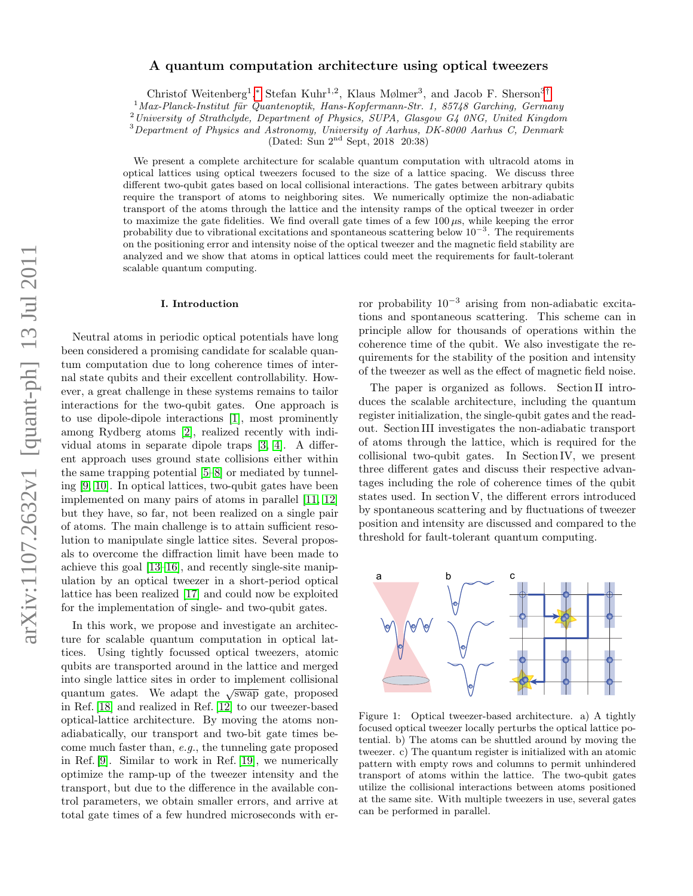# A quantum computation architecture using optical tweezers

Christof Weitenberg[1,*], Stefan Kuhr[1,2], Klaus Mølmer[3], and Jacob F. Sherson[3,†]

[1] *Max-Planck-Institut für Quantenoptik, Hans-Kopfermann-Str. 1, 85748 Garching, Germany*
[2] *University of Strathclyde, Department of Physics, SUPA, Glasgow G4 0NG, United Kingdom*
[3] *Department of Physics and Astronomy, University of Aarhus, DK-8000 Aarhus C, Denmark*
(Dated: Sun 2nd Sept, 2018 20:38)

We present a complete architecture for scalable quantum computation with ultracold atoms in optical lattices using optical tweezers focused to the size of a lattice spacing. We discuss three different two-qubit gates based on local collisional interactions. The gates between arbitrary qubits require the transport of atoms to neighboring sites. We numerically optimize the non-adiabatic transport of the atoms through the lattice and the intensity ramps of the optical tweezer in order to maximize the gate fidelities. We find overall gate times of a few $100\,\mu$s, while keeping the error probability due to vibrational excitations and spontaneous scattering below $10^{-3}$. The requirements on the positioning error and intensity noise of the optical tweezer and the magnetic field stability are analyzed and we show that atoms in optical lattices could meet the requirements for fault-tolerant scalable quantum computing.

## I. Introduction

Neutral atoms in periodic optical potentials have long been considered a promising candidate for scalable quantum computation due to long coherence times of internal state qubits and their excellent controllability. However, a great challenge in these systems remains to tailor interactions for the two-qubit gates. One approach is to use dipole-dipole interactions [1], most prominently among Rydberg atoms [2], realized recently with individual atoms in separate dipole traps [3, 4]. A different approach uses ground state collisions either within the same trapping potential [5–8] or mediated by tunneling [9, 10]. In optical lattices, two-qubit gates have been implemented on many pairs of atoms in parallel [11, 12] but they have, so far, not been realized on a single pair of atoms. The main challenge is to attain sufficient resolution to manipulate single lattice sites. Several proposals to overcome the diffraction limit have been made to achieve this goal [13–16], and recently single-site manipulation by an optical tweezer in a short-period optical lattice has been realized [17] and could now be exploited for the implementation of single- and two-qubit gates.

In this work, we propose and investigate an architecture for scalable quantum computation in optical lattices. Using tightly focussed optical tweezers, atomic qubits are transported around in the lattice and merged into single lattice sites in order to implement collisional quantum gates. We adapt the $\sqrt{\text{swap}}$ gate, proposed in Ref. [18] and realized in Ref. [12] to our tweezer-based optical-lattice architecture. By moving the atoms non-adiabatically, our transport and two-bit gate times become much faster than, *e.g.*, the tunneling gate proposed in Ref. [9]. Similar to work in Ref. [19], we numerically optimize the ramp-up of the tweezer intensity and the transport, but due to the difference in the available control parameters, we obtain smaller errors, and arrive at total gate times of a few hundred microseconds with error probability $10^{-3}$ arising from non-adiabatic excitations and spontaneous scattering. This scheme can in principle allow for thousands of operations within the coherence time of the qubit. We also investigate the requirements for the stability of the position and intensity of the tweezer as well as the effect of magnetic field noise.

The paper is organized as follows. Section II introduces the scalable architecture, including the quantum register initialization, the single-qubit gates and the readout. Section III investigates the non-adiabatic transport of atoms through the lattice, which is required for the collisional two-qubit gates. In Section IV, we present three different gates and discuss their respective advantages including the role of coherence times of the qubit states used. In section V, the different errors introduced by spontaneous scattering and by fluctuations of tweezer position and intensity are discussed and compared to the threshold for fault-tolerant quantum computing.

Figure 1: Optical tweezer-based architecture. a) A tightly focused optical tweezer locally perturbs the optical lattice potential. b) The atoms can be shuttled around by moving the tweezer. c) The quantum register is initialized with an atomic pattern with empty rows and columns to permit unhindered transport of atoms within the lattice. The two-qubit gates utilize the collisional interactions between atoms positioned at the same site. With multiple tweezers in use, several gates can be performed in parallel.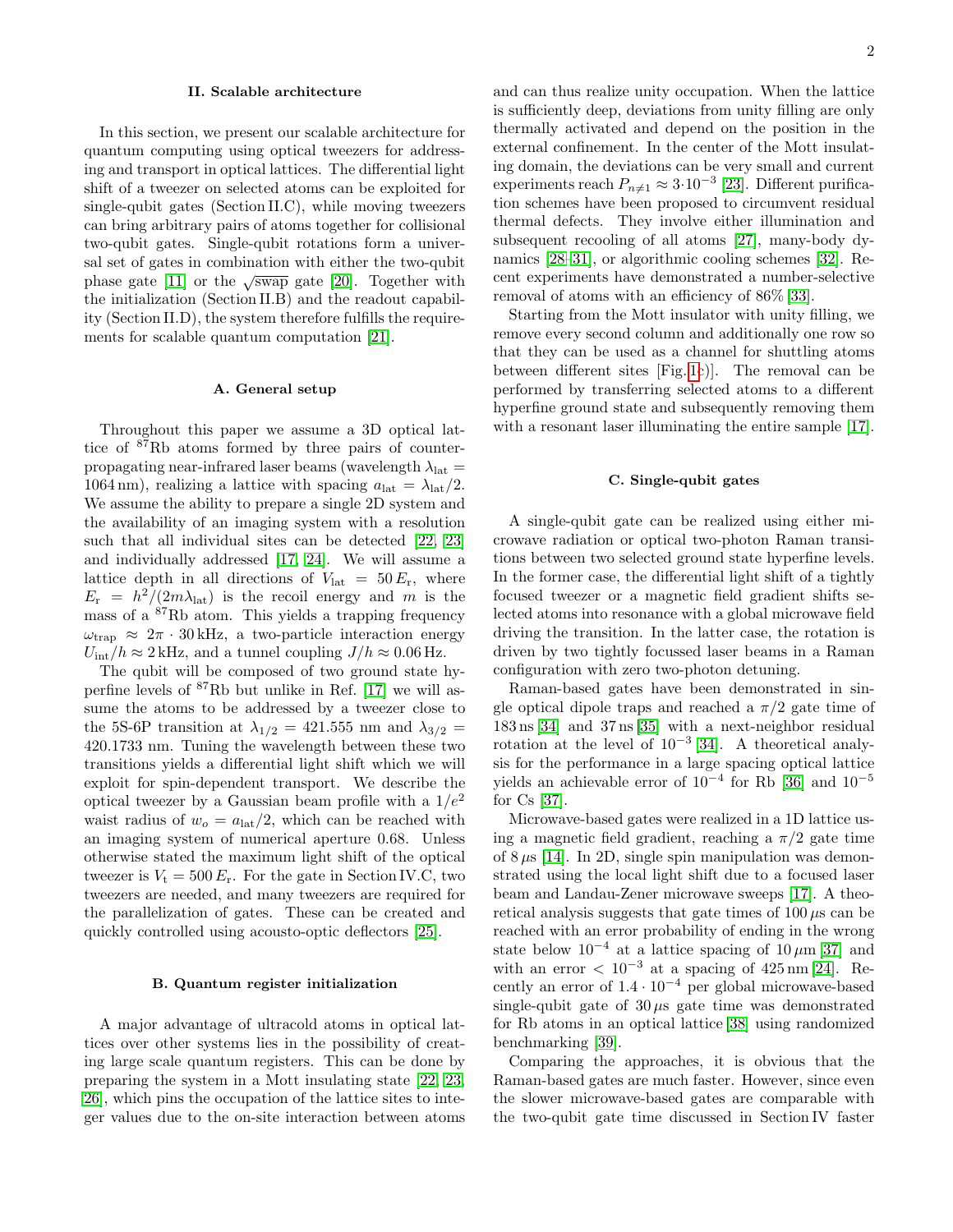## II. Scalable architecture

In this section, we present our scalable architecture for quantum computing using optical tweezers for addressing and transport in optical lattices. The differential light shift of a tweezer on selected atoms can be exploited for single-qubit gates (Section II.C), while moving tweezers can bring arbitrary pairs of atoms together for collisional two-qubit gates. Single-qubit rotations form a universal set of gates in combination with either the two-qubit phase gate [11] or the $\sqrt{\text{swap}}$ gate [20]. Together with the initialization (Section II.B) and the readout capability (Section II.D), the system therefore fulfills the requirements for scalable quantum computation [21].

### A. General setup

Throughout this paper we assume a 3D optical lattice of $^{87}$Rb atoms formed by three pairs of counter-propagating near-infrared laser beams (wavelength $\lambda_{\text{lat}} = 1064\,\text{nm}$), realizing a lattice with spacing $a_{\text{lat}} = \lambda_{\text{lat}}/2$. We assume the ability to prepare a single 2D system and the availability of an imaging system with a resolution such that all individual sites can be detected [22, 23] and individually addressed [17, 24]. We will assume a lattice depth in all directions of $V_{\text{lat}} = 50\,E_{\text{r}}$, where $E_{\text{r}} = h^2/(2m\lambda_{\text{lat}})$ is the recoil energy and $m$ is the mass of a $^{87}$Rb atom. This yields a trapping frequency $\omega_{\text{trap}} \approx 2\pi \cdot 30\,\text{kHz}$, a two-particle interaction energy $U_{\text{int}}/h \approx 2\,\text{kHz}$, and a tunnel coupling $J/h \approx 0.06\,\text{Hz}$.

The qubit will be composed of two ground state hyperfine levels of $^{87}$Rb but unlike in Ref. [17] we will assume the atoms to be addressed by a tweezer close to the 5S-6P transition at $\lambda_{1/2} = 421.555$ nm and $\lambda_{3/2} = 420.1733$ nm. Tuning the wavelength between these two transitions yields a differential light shift which we will exploit for spin-dependent transport. We describe the optical tweezer by a Gaussian beam profile with a $1/e^2$ waist radius of $w_o = a_{\text{lat}}/2$, which can be reached with an imaging system of numerical aperture 0.68. Unless otherwise stated the maximum light shift of the optical tweezer is $V_{\text{t}} = 500\,E_{\text{r}}$. For the gate in Section IV.C, two tweezers are needed, and many tweezers are required for the parallelization of gates. These can be created and quickly controlled using acousto-optic deflectors [25].

### B. Quantum register initialization

A major advantage of ultracold atoms in optical lattices over other systems lies in the possibility of creating large scale quantum registers. This can be done by preparing the system in a Mott insulating state [22, 23, 26], which pins the occupation of the lattice sites to integer values due to the on-site interaction between atoms and can thus realize unity occupation. When the lattice is sufficiently deep, deviations from unity filling are only thermally activated and depend on the position in the external confinement. In the center of the Mott insulating domain, the deviations can be very small and current experiments reach $P_{n\neq 1} \approx 3 \cdot 10^{-3}$ [23]. Different purification schemes have been proposed to circumvent residual thermal defects. They involve either illumination and subsequent recooling of all atoms [27], many-body dynamics [28–31], or algorithmic cooling schemes [32]. Recent experiments have demonstrated a number-selective removal of atoms with an efficiency of 86% [33].

Starting from the Mott insulator with unity filling, we remove every second column and additionally one row so that they can be used as a channel for shuttling atoms between different sites [Fig. 1c)]. The removal can be performed by transferring selected atoms to a different hyperfine ground state and subsequently removing them with a resonant laser illuminating the entire sample [17].

### C. Single-qubit gates

A single-qubit gate can be realized using either microwave radiation or optical two-photon Raman transitions between two selected ground state hyperfine levels. In the former case, the differential light shift of a tightly focused tweezer or a magnetic field gradient shifts selected atoms into resonance with a global microwave field driving the transition. In the latter case, the rotation is driven by two tightly focussed laser beams in a Raman configuration with zero two-photon detuning.

Raman-based gates have been demonstrated in single optical dipole traps and reached a $\pi/2$ gate time of 183 ns [34] and 37 ns [35] with a next-neighbor residual rotation at the level of $10^{-3}$ [34]. A theoretical analysis for the performance in a large spacing optical lattice yields an achievable error of $10^{-4}$ for Rb [36] and $10^{-5}$ for Cs [37].

Microwave-based gates were realized in a 1D lattice using a magnetic field gradient, reaching a $\pi/2$ gate time of $8\,\mu\text{s}$ [14]. In 2D, single spin manipulation was demonstrated using the local light shift due to a focused laser beam and Landau-Zener microwave sweeps [17]. A theoretical analysis suggests that gate times of $100\,\mu\text{s}$ can be reached with an error probability of ending in the wrong state below $10^{-4}$ at a lattice spacing of $10\,\mu\text{m}$ [37] and with an error $< 10^{-3}$ at a spacing of 425 nm [24]. Recently an error of $1.4 \cdot 10^{-4}$ per global microwave-based single-qubit gate of $30\,\mu\text{s}$ gate time was demonstrated for Rb atoms in an optical lattice [38] using randomized benchmarking [39].

Comparing the approaches, it is obvious that the Raman-based gates are much faster. However, since even the slower microwave-based gates are comparable with the two-qubit gate time discussed in Section IV faster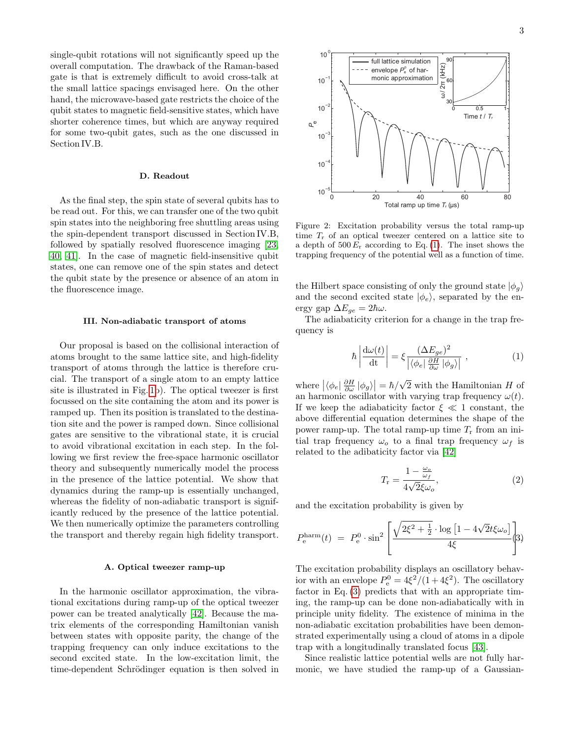single-qubit rotations will not significantly speed up the overall computation. The drawback of the Raman-based gate is that is extremely difficult to avoid cross-talk at the small lattice spacings envisaged here. On the other hand, the microwave-based gate restricts the choice of the qubit states to magnetic field-sensitive states, which have shorter coherence times, but which are anyway required for some two-qubit gates, such as the one discussed in Section IV.B.

### D. Readout

As the final step, the spin state of several qubits has to be read out. For this, we can transfer one of the two qubit spin states into the neighboring free shuttling areas using the spin-dependent transport discussed in Section IV.B, followed by spatially resolved fluorescence imaging [23, 40, 41]. In the case of magnetic field-insensitive qubit states, one can remove one of the spin states and detect the qubit state by the presence or absence of an atom in the fluorescence image.

## III. Non-adiabatic transport of atoms

Our proposal is based on the collisional interaction of atoms brought to the same lattice site, and high-fidelity transport of atoms through the lattice is therefore crucial. The transport of a single atom to an empty lattice site is illustrated in Fig. 1b). The optical tweezer is first focussed on the site containing the atom and its power is ramped up. Then its position is translated to the destination site and the power is ramped down. Since collisional gates are sensitive to the vibrational state, it is crucial to avoid vibrational excitation in each step. In the following we first review the free-space harmonic oscillator theory and subsequently numerically model the process in the presence of the lattice potential. We show that dynamics during the ramp-up is essentially unchanged, whereas the fidelity of non-adiabatic transport is significantly reduced by the presence of the lattice potential. We then numerically optimize the parameters controlling the transport and thereby regain high fidelity transport.

### A. Optical tweezer ramp-up

In the harmonic oscillator approximation, the vibrational excitations during ramp-up of the optical tweezer power can be treated analytically [42]. Because the matrix elements of the corresponding Hamiltonian vanish between states with opposite parity, the change of the trapping frequency can only induce excitations to the second excited state. In the low-excitation limit, the time-dependent Schrödinger equation is then solved in the Hilbert space consisting of only the ground state $|\phi_g\rangle$ and the second excited state $|\phi_e\rangle$, separated by the energy gap $\Delta E_{ge} = 2\hbar\omega$.

Figure 2: Excitation probability versus the total ramp-up time $T_\mathrm{r}$ of an optical tweezer centered on a lattice site to a depth of $500\,E_\mathrm{r}$ according to Eq. (1). The inset shows the trapping frequency of the potential well as a function of time.

The adiabaticity criterion for a change in the trap frequency is

$$\hbar \left| \frac{\mathrm{d}\omega(t)}{\mathrm{d}t} \right| = \xi \frac{(\Delta E_{ge})^2}{\left| \langle \phi_e | \frac{\partial H}{\partial \omega} | \phi_g \rangle \right|} , \tag{1}$$

where $\left| \langle \phi_e | \frac{\partial H}{\partial \omega} | \phi_g \rangle \right| = \hbar/\sqrt{2}$ with the Hamiltonian $H$ of an harmonic oscillator with varying trap frequency $\omega(t)$. If we keep the adiabaticity factor $\xi \ll 1$ constant, the above differential equation determines the shape of the power ramp-up. The total ramp-up time $T_\mathrm{r}$ from an initial trap frequency $\omega_o$ to a final trap frequency $\omega_f$ is related to the adibaticity factor via [42]

$$T_\mathrm{r} = \frac{1 - \frac{\omega_o}{\omega_f}}{4\sqrt{2}\xi\omega_o}, \tag{2}$$

and the excitation probability is given by

$$P_\mathrm{e}^\mathrm{harm}(t) \;=\; P_\mathrm{e}^0 \cdot \sin^2 \left[ \frac{\sqrt{2\xi^2 + \frac{1}{2}} \cdot \log\left[1 - 4\sqrt{2}t\xi\omega_o\right]}{4\xi} \right] \tag{3}$$

The excitation probability displays an oscillatory behavior with an envelope $P_\mathrm{e}^0 = 4\xi^2/(1+4\xi^2)$. The oscillatory factor in Eq. (3) predicts that with an appropriate timing, the ramp-up can be done non-adiabatically with in principle unity fidelity. The existence of minima in the non-adiabatic excitation probabilities have been demonstrated experimentally using a cloud of atoms in a dipole trap with a longitudinally translated focus [43].

Since realistic lattice potential wells are not fully harmonic, we have studied the ramp-up of a Gaussian-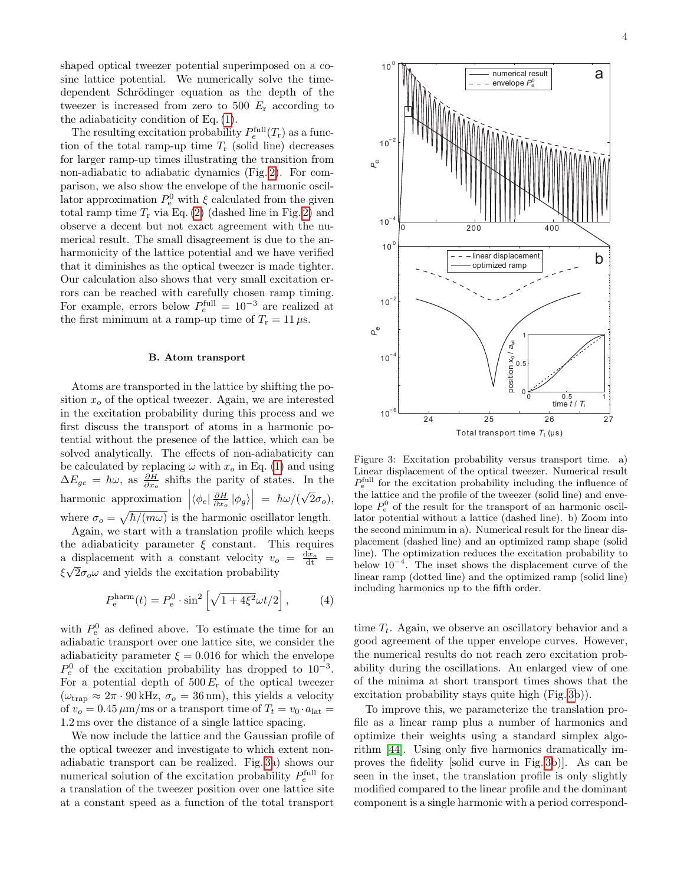shaped optical tweezer potential superimposed on a cosine lattice potential. We numerically solve the time-dependent Schrödinger equation as the depth of the tweezer is increased from zero to 500 $E_{\rm r}$ according to the adiabaticity condition of Eq. (1).

The resulting excitation probability $P_e^{\rm full}(T_{\rm r})$ as a function of the total ramp-up time $T_{\rm r}$ (solid line) decreases for larger ramp-up times illustrating the transition from non-adiabatic to adiabatic dynamics (Fig. 2). For comparison, we also show the envelope of the harmonic oscillator approximation $P_{\rm e}^0$ with $\xi$ calculated from the given total ramp time $T_{\rm r}$ via Eq. (2) (dashed line in Fig. 2) and observe a decent but not exact agreement with the numerical result. The small disagreement is due to the anharmonicity of the lattice potential and we have verified that it diminishes as the optical tweezer is made tighter. Our calculation also shows that very small excitation errors can be reached with carefully chosen ramp timing. For example, errors below $P_e^{\rm full} = 10^{-3}$ are realized at the first minimum at a ramp-up time of $T_{\rm r} = 11\,\mu$s.

### B. Atom transport

Atoms are transported in the lattice by shifting the position $x_o$ of the optical tweezer. Again, we are interested in the excitation probability during this process and we first discuss the transport of atoms in a harmonic potential without the presence of the lattice, which can be solved analytically. The effects of non-adiabaticity can be calculated by replacing $\omega$ with $x_o$ in Eq. (1) and using $\Delta E_{ge} = \hbar\omega$, as $\frac{\partial H}{\partial x_o}$ shifts the parity of states. In the harmonic approximation $\left|\langle\phi_e|\,\frac{\partial H}{\partial x_o}\,|\phi_g\rangle\right| = \hbar\omega/(\sqrt{2}\sigma_o)$, where $\sigma_o = \sqrt{\hbar/(m\omega)}$ is the harmonic oscillator length.

Again, we start with a translation profile which keeps the adiabaticity parameter $\xi$ constant. This requires a displacement with a constant velocity $v_o = \frac{{\rm d}x_o}{{\rm d}t} = \xi\sqrt{2}\sigma_o\omega$ and yields the excitation probability

$$P_{\rm e}^{\rm harm}(t) = P_{\rm e}^0 \cdot \sin^2\left[\sqrt{1+4\xi^2}\omega t/2\right], \qquad (4)$$

with $P_{\rm e}^0$ as defined above. To estimate the time for an adiabatic transport over one lattice site, we consider the adiabaticity parameter $\xi = 0.016$ for which the envelope $P_e^0$ of the excitation probability has dropped to $10^{-3}$. For a potential depth of $500\,E_{\rm r}$ of the optical tweezer ($\omega_{\rm trap} \approx 2\pi\cdot 90\,$kHz, $\sigma_o = 36\,$nm), this yields a velocity of $v_o = 0.45\,\mu$m/ms or a transport time of $T_t = v_0 \cdot a_{\rm lat} = 1.2\,$ms over the distance of a single lattice spacing.

We now include the lattice and the Gaussian profile of the optical tweezer and investigate to which extent non-adiabatic transport can be realized. Fig. 3a) shows our numerical solution of the excitation probability $P_e^{\rm full}$ for a translation of the tweezer position over one lattice site at a constant speed as a function of the total transport time $T_t$. Again, we observe an oscillatory behavior and a good agreement of the upper envelope curves. However, the numerical results do not reach zero excitation probability during the oscillations. An enlarged view of one of the minima at short transport times shows that the excitation probability stays quite high (Fig. 3b)).

Figure 3: Excitation probability versus transport time. a) Linear displacement of the optical tweezer. Numerical result $P_{\rm e}^{\rm full}$ for the excitation probability including the influence of the lattice and the profile of the tweezer (solid line) and envelope $P_{\rm e}^0$ of the result for the transport of an harmonic oscillator potential without a lattice (dashed line). b) Zoom into the second minimum in a). Numerical result for the linear displacement (dashed line) and an optimized ramp shape (solid line). The optimization reduces the excitation probability to below $10^{-4}$. The inset shows the displacement curve of the linear ramp (dotted line) and the optimized ramp (solid line) including harmonics up to the fifth order.

To improve this, we parameterize the translation profile as a linear ramp plus a number of harmonics and optimize their weights using a standard simplex algorithm [44]. Using only five harmonics dramatically improves the fidelity [solid curve in Fig. 3b)]. As can be seen in the inset, the translation profile is only slightly modified compared to the linear profile and the dominant component is a single harmonic with a period correspond-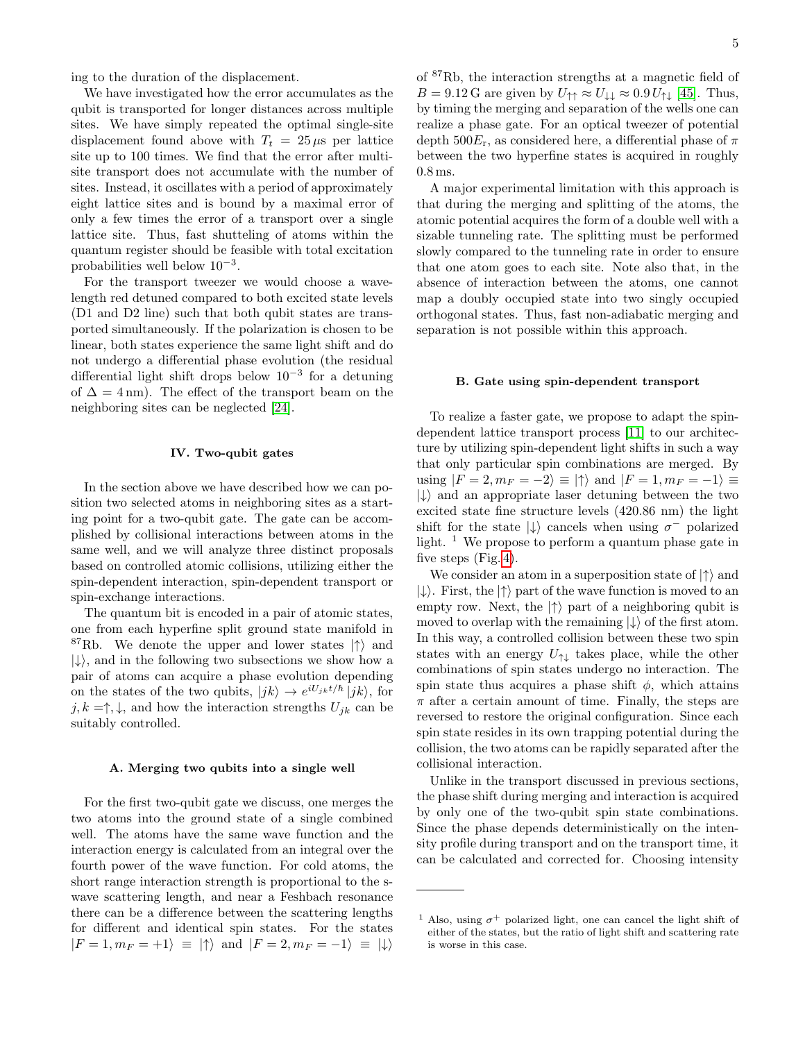ing to the duration of the displacement.

We have investigated how the error accumulates as the qubit is transported for longer distances across multiple sites. We have simply repeated the optimal single-site displacement found above with $T_t = 25\,\mu$s per lattice site up to 100 times. We find that the error after multi-site transport does not accumulate with the number of sites. Instead, it oscillates with a period of approximately eight lattice sites and is bound by a maximal error of only a few times the error of a transport over a single lattice site. Thus, fast shutteling of atoms within the quantum register should be feasible with total excitation probabilities well below $10^{-3}$.

For the transport tweezer we would choose a wavelength red detuned compared to both excited state levels (D1 and D2 line) such that both qubit states are transported simultaneously. If the polarization is chosen to be linear, both states experience the same light shift and do not undergo a differential phase evolution (the residual differential light shift drops below $10^{-3}$ for a detuning of $\Delta = 4\,$nm). The effect of the transport beam on the neighboring sites can be neglected [24].

## IV. Two-qubit gates

In the section above we have described how we can position two selected atoms in neighboring sites as a starting point for a two-qubit gate. The gate can be accomplished by collisional interactions between atoms in the same well, and we will analyze three distinct proposals based on controlled atomic collisions, utilizing either the spin-dependent interaction, spin-dependent transport or spin-exchange interactions.

The quantum bit is encoded in a pair of atomic states, one from each hyperfine split ground state manifold in $^{87}$Rb. We denote the upper and lower states $|\uparrow\rangle$ and $|\downarrow\rangle$, and in the following two subsections we show how a pair of atoms can acquire a phase evolution depending on the states of the two qubits, $|jk\rangle \rightarrow e^{iU_{jk}t/\hbar}\,|jk\rangle$, for $j, k = \uparrow, \downarrow$, and how the interaction strengths $U_{jk}$ can be suitably controlled.

### A. Merging two qubits into a single well

For the first two-qubit gate we discuss, one merges the two atoms into the ground state of a single combined well. The atoms have the same wave function and the interaction energy is calculated from an integral over the fourth power of the wave function. For cold atoms, the short range interaction strength is proportional to the s-wave scattering length, and near a Feshbach resonance there can be a difference between the scattering lengths for different and identical spin states. For the states $|F = 1, m_F = +1\rangle \equiv |\uparrow\rangle$ and $|F = 2, m_F = -1\rangle \equiv |\downarrow\rangle$ of $^{87}$Rb, the interaction strengths at a magnetic field of $B = 9.12\,$G are given by $U_{\uparrow\uparrow} \approx U_{\downarrow\downarrow} \approx 0.9\,U_{\uparrow\downarrow}$ [45]. Thus, by timing the merging and separation of the wells one can realize a phase gate. For an optical tweezer of potential depth $500E_r$, as considered here, a differential phase of $\pi$ between the two hyperfine states is acquired in roughly $0.8\,$ms.

A major experimental limitation with this approach is that during the merging and splitting of the atoms, the atomic potential acquires the form of a double well with a sizable tunneling rate. The splitting must be performed slowly compared to the tunneling rate in order to ensure that one atom goes to each site. Note also that, in the absence of interaction between the atoms, one cannot map a doubly occupied state into two singly occupied orthogonal states. Thus, fast non-adiabatic merging and separation is not possible within this approach.

### B. Gate using spin-dependent transport

To realize a faster gate, we propose to adapt the spin-dependent lattice transport process [11] to our architecture by utilizing spin-dependent light shifts in such a way that only particular spin combinations are merged. By using $|F = 2, m_F = -2\rangle \equiv |\uparrow\rangle$ and $|F = 1, m_F = -1\rangle \equiv |\downarrow\rangle$ and an appropriate laser detuning between the two excited state fine structure levels (420.86 nm) the light shift for the state $|\downarrow\rangle$ cancels when using $\sigma^-$ polarized light. [1] We propose to perform a quantum phase gate in five steps (Fig. 4).

We consider an atom in a superposition state of $|\uparrow\rangle$ and $|\downarrow\rangle$. First, the $|\uparrow\rangle$ part of the wave function is moved to an empty row. Next, the $|\uparrow\rangle$ part of a neighboring qubit is moved to overlap with the remaining $|\downarrow\rangle$ of the first atom. In this way, a controlled collision between these two spin states with an energy $U_{\uparrow\downarrow}$ takes place, while the other combinations of spin states undergo no interaction. The spin state thus acquires a phase shift $\phi$, which attains $\pi$ after a certain amount of time. Finally, the steps are reversed to restore the original configuration. Since each spin state resides in its own trapping potential during the collision, the two atoms can be rapidly separated after the collisional interaction.

Unlike in the transport discussed in previous sections, the phase shift during merging and interaction is acquired by only one of the two-qubit spin state combinations. Since the phase depends deterministically on the intensity profile during transport and on the transport time, it can be calculated and corrected for. Choosing intensity

[1] Also, using $\sigma^+$ polarized light, one can cancel the light shift of either of the states, but the ratio of light shift and scattering rate is worse in this case.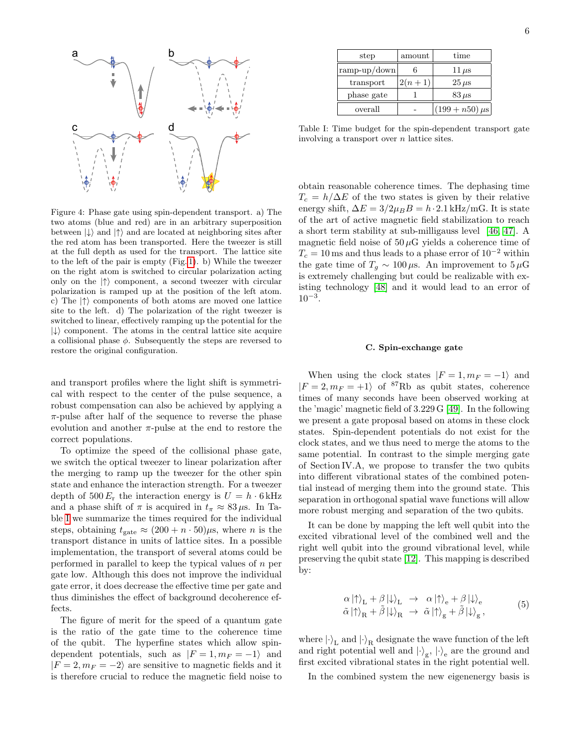Figure 4: Phase gate using spin-dependent transport. a) The two atoms (blue and red) are in an arbitrary superposition between $|\downarrow\rangle$ and $|\uparrow\rangle$ and are located at neighboring sites after the red atom has been transported. Here the tweezer is still at the full depth as used for the transport. The lattice site to the left of the pair is empty (Fig. 1). b) While the tweezer on the right atom is switched to circular polarization acting only on the $|\uparrow\rangle$ component, a second tweezer with circular polarization is ramped up at the position of the left atom. c) The $|\uparrow\rangle$ components of both atoms are moved one lattice site to the left. d) The polarization of the right tweezer is switched to linear, effectively ramping up the potential for the $|\downarrow\rangle$ component. The atoms in the central lattice site acquire a collisional phase $\phi$. Subsequently the steps are reversed to restore the original configuration.

and transport profiles where the light shift is symmetrical with respect to the center of the pulse sequence, a robust compensation can also be achieved by applying a $\pi$-pulse after half of the sequence to reverse the phase evolution and another $\pi$-pulse at the end to restore the correct populations.

To optimize the speed of the collisional phase gate, we switch the optical tweezer to linear polarization after the merging to ramp up the tweezer for the other spin state and enhance the interaction strength. For a tweezer depth of $500\,E_\mathrm{r}$ the interaction energy is $U = h \cdot 6\,\mathrm{kHz}$ and a phase shift of $\pi$ is acquired in $t_\pi \approx 83\,\mu\mathrm{s}$. In Table I we summarize the times required for the individual steps, obtaining $t_\mathrm{gate} \approx (200 + n \cdot 50)\mu\mathrm{s}$, where $n$ is the transport distance in units of lattice sites. In a possible implementation, the transport of several atoms could be performed in parallel to keep the typical values of $n$ per gate low. Although this does not improve the individual gate error, it does decrease the effective time per gate and thus diminishes the effect of background decoherence effects.

The figure of merit for the speed of a quantum gate is the ratio of the gate time to the coherence time of the qubit. The hyperfine states which allow spin-dependent potentials, such as $|F = 1, m_F = -1\rangle$ and $|F = 2, m_F = -2\rangle$ are sensitive to magnetic fields and it is therefore crucial to reduce the magnetic field noise to

| step | amount | time |
|---|---|---|
| ramp-up/down | 6 | $11\,\mu\mathrm{s}$ |
| transport | $2(n+1)$ | $25\,\mu\mathrm{s}$ |
| phase gate | 1 | $83\,\mu\mathrm{s}$ |
| overall | - | $(199 + n50)\,\mu\mathrm{s}$ |

Table I: Time budget for the spin-dependent transport gate involving a transport over $n$ lattice sites.

obtain reasonable coherence times. The dephasing time $T_c = h/\Delta E$ of the two states is given by their relative energy shift, $\Delta E = 3/2\mu_B B = h \cdot 2.1\,\mathrm{kHz/mG}$. It is state of the art of active magnetic field stabilization to reach a short term stability at sub-milligauss level [46, 47]. A magnetic field noise of $50\,\mu\mathrm{G}$ yields a coherence time of $T_c = 10\,\mathrm{ms}$ and thus leads to a phase error of $10^{-2}$ within the gate time of $T_g \sim 100\,\mu\mathrm{s}$. An improvement to $5\,\mu\mathrm{G}$ is extremely challenging but could be realizable with existing technology [48] and it would lead to an error of $10^{-3}$.

### C. Spin-exchange gate

When using the clock states $|F = 1, m_F = -1\rangle$ and $|F = 2, m_F = +1\rangle$ of $^{87}$Rb as qubit states, coherence times of many seconds have been observed working at the 'magic' magnetic field of 3.229 G [49]. In the following we present a gate proposal based on atoms in these clock states. Spin-dependent potentials do not exist for the clock states, and we thus need to merge the atoms to the same potential. In contrast to the simple merging gate of Section IV.A, we propose to transfer the two qubits into different vibrational states of the combined potential instead of merging them into the ground state. This separation in orthogonal spatial wave functions will allow more robust merging and separation of the two qubits.

It can be done by mapping the left well qubit into the excited vibrational level of the combined well and the right well qubit into the ground vibrational level, while preserving the qubit state [12]. This mapping is described by:

$$
\begin{aligned}
\alpha\,|\uparrow\rangle_\mathrm{L} + \beta\,|\downarrow\rangle_\mathrm{L} \;&\rightarrow\; \alpha\,|\uparrow\rangle_\mathrm{e} + \beta\,|\downarrow\rangle_\mathrm{e} \\
\tilde{\alpha}\,|\uparrow\rangle_\mathrm{R} + \tilde{\beta}\,|\downarrow\rangle_\mathrm{R} \;&\rightarrow\; \tilde{\alpha}\,|\uparrow\rangle_\mathrm{g} + \tilde{\beta}\,|\downarrow\rangle_\mathrm{g}\,,
\end{aligned} \tag{5}
$$

where $|\cdot\rangle_\mathrm{L}$ and $|\cdot\rangle_\mathrm{R}$ designate the wave function of the left and right potential well and $|\cdot\rangle_\mathrm{g}$, $|\cdot\rangle_\mathrm{e}$ are the ground and first excited vibrational states in the right potential well.

In the combined system the new eigenenergy basis is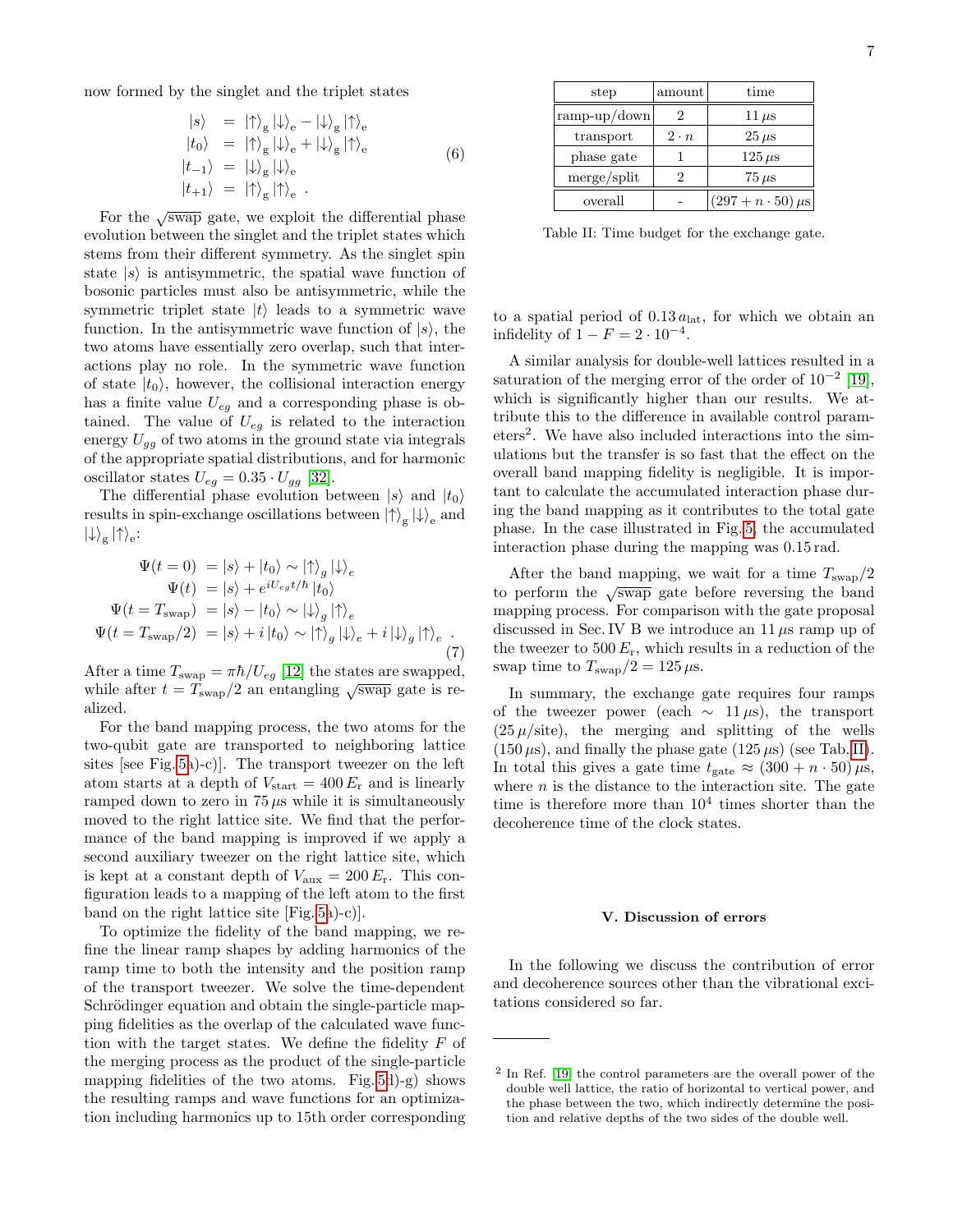now formed by the singlet and the triplet states

$$
\begin{aligned}
|s\rangle &= |{\uparrow}\rangle_{\mathrm{g}}\,|{\downarrow}\rangle_{\mathrm{e}} - |{\downarrow}\rangle_{\mathrm{g}}\,|{\uparrow}\rangle_{\mathrm{e}} \\
|t_0\rangle &= |{\uparrow}\rangle_{\mathrm{g}}\,|{\downarrow}\rangle_{\mathrm{e}} + |{\downarrow}\rangle_{\mathrm{g}}\,|{\uparrow}\rangle_{\mathrm{e}} \\
|t_{-1}\rangle &= |{\downarrow}\rangle_{\mathrm{g}}\,|{\downarrow}\rangle_{\mathrm{e}} \\
|t_{+1}\rangle &= |{\uparrow}\rangle_{\mathrm{g}}\,|{\uparrow}\rangle_{\mathrm{e}}\ .
\end{aligned}
\tag{6}
$$

For the $\sqrt{\mathrm{swap}}$ gate, we exploit the differential phase evolution between the singlet and the triplet states which stems from their different symmetry. As the singlet spin state $|s\rangle$ is antisymmetric, the spatial wave function of bosonic particles must also be antisymmetric, while the symmetric triplet state $|t\rangle$ leads to a symmetric wave function. In the antisymmetric wave function of $|s\rangle$, the two atoms have essentially zero overlap, such that interactions play no role. In the symmetric wave function of state $|t_0\rangle$, however, the collisional interaction energy has a finite value $U_{eg}$ and a corresponding phase is obtained. The value of $U_{eg}$ is related to the interaction energy $U_{gg}$ of two atoms in the ground state via integrals of the appropriate spatial distributions, and for harmonic oscillator states $U_{eg} = 0.35 \cdot U_{gg}$ [32].

The differential phase evolution between $|s\rangle$ and $|t_0\rangle$ results in spin-exchange oscillations between $|{\uparrow}\rangle_{\mathrm{g}}\,|{\downarrow}\rangle_{\mathrm{e}}$ and $|{\downarrow}\rangle_{\mathrm{g}}\,|{\uparrow}\rangle_{\mathrm{e}}$:

$$
\begin{aligned}
\Psi(t=0) &= |s\rangle + |t_0\rangle \sim |{\uparrow}\rangle_g\,|{\downarrow}\rangle_e \\
\Psi(t) &= |s\rangle + e^{iU_{eg}t/\hbar}\,|t_0\rangle \\
\Psi(t=T_{\mathrm{swap}}) &= |s\rangle - |t_0\rangle \sim |{\downarrow}\rangle_g\,|{\uparrow}\rangle_e \\
\Psi(t=T_{\mathrm{swap}}/2) &= |s\rangle + i\,|t_0\rangle \sim |{\uparrow}\rangle_g\,|{\downarrow}\rangle_e + i\,|{\downarrow}\rangle_g\,|{\uparrow}\rangle_e\ .
\end{aligned}
\tag{7}
$$

After a time $T_{\mathrm{swap}} = \pi\hbar/U_{eg}$ [12] the states are swapped, while after $t = T_{\mathrm{swap}}/2$ an entangling $\sqrt{\mathrm{swap}}$ gate is realized.

For the band mapping process, the two atoms for the two-qubit gate are transported to neighboring lattice sites [see Fig. 5a)-c)]. The transport tweezer on the left atom starts at a depth of $V_{\mathrm{start}} = 400\,E_{\mathrm{r}}$ and is linearly ramped down to zero in $75\,\mu$s while it is simultaneously moved to the right lattice site. We find that the performance of the band mapping is improved if we apply a second auxiliary tweezer on the right lattice site, which is kept at a constant depth of $V_{\mathrm{aux}} = 200\,E_{\mathrm{r}}$. This configuration leads to a mapping of the left atom to the first band on the right lattice site [Fig. 5a)-c)].

To optimize the fidelity of the band mapping, we refine the linear ramp shapes by adding harmonics of the ramp time to both the intensity and the position ramp of the transport tweezer. We solve the time-dependent Schrödinger equation and obtain the single-particle mapping fidelities as the overlap of the calculated wave function with the target states. We define the fidelity $F$ of the merging process as the product of the single-particle mapping fidelities of the two atoms. Fig. 5d)-g) shows the resulting ramps and wave functions for an optimization including harmonics up to 15th order corresponding to a spatial period of $0.13\,a_{\mathrm{lat}}$, for which we obtain an infidelity of $1 - F = 2 \cdot 10^{-4}$.

| step | amount | time |
|---|---|---|
| ramp-up/down | 2 | $11\,\mu$s |
| transport | $2 \cdot n$ | $25\,\mu$s |
| phase gate | 1 | $125\,\mu$s |
| merge/split | 2 | $75\,\mu$s |
| overall | - | $(297 + n \cdot 50)\,\mu$s |

Table II: Time budget for the exchange gate.

A similar analysis for double-well lattices resulted in a saturation of the merging error of the order of $10^{-2}$ [19], which is significantly higher than our results. We attribute this to the difference in available control parameters[2]. We have also included interactions into the simulations but the transfer is so fast that the effect on the overall band mapping fidelity is negligible. It is important to calculate the accumulated interaction phase during the band mapping as it contributes to the total gate phase. In the case illustrated in Fig. 5, the accumulated interaction phase during the mapping was 0.15 rad.

After the band mapping, we wait for a time $T_{\mathrm{swap}}/2$ to perform the $\sqrt{\mathrm{swap}}$ gate before reversing the band mapping process. For comparison with the gate proposal discussed in Sec. IV B we introduce an $11\,\mu$s ramp up of the tweezer to $500\,E_{\mathrm{r}}$, which results in a reduction of the swap time to $T_{\mathrm{swap}}/2 = 125\,\mu$s.

In summary, the exchange gate requires four ramps of the tweezer power (each $\sim 11\,\mu$s), the transport ($25\,\mu$/site), the merging and splitting of the wells ($150\,\mu$s), and finally the phase gate ($125\,\mu$s) (see Tab. II). In total this gives a gate time $t_{\mathrm{gate}} \approx (300 + n \cdot 50)\,\mu$s, where $n$ is the distance to the interaction site. The gate time is therefore more than $10^4$ times shorter than the decoherence time of the clock states.

## V. Discussion of errors

In the following we discuss the contribution of error and decoherence sources other than the vibrational excitations considered so far.

---

[2] In Ref. [19] the control parameters are the overall power of the double well lattice, the ratio of horizontal to vertical power, and the phase between the two, which indirectly determine the position and relative depths of the two sides of the double well.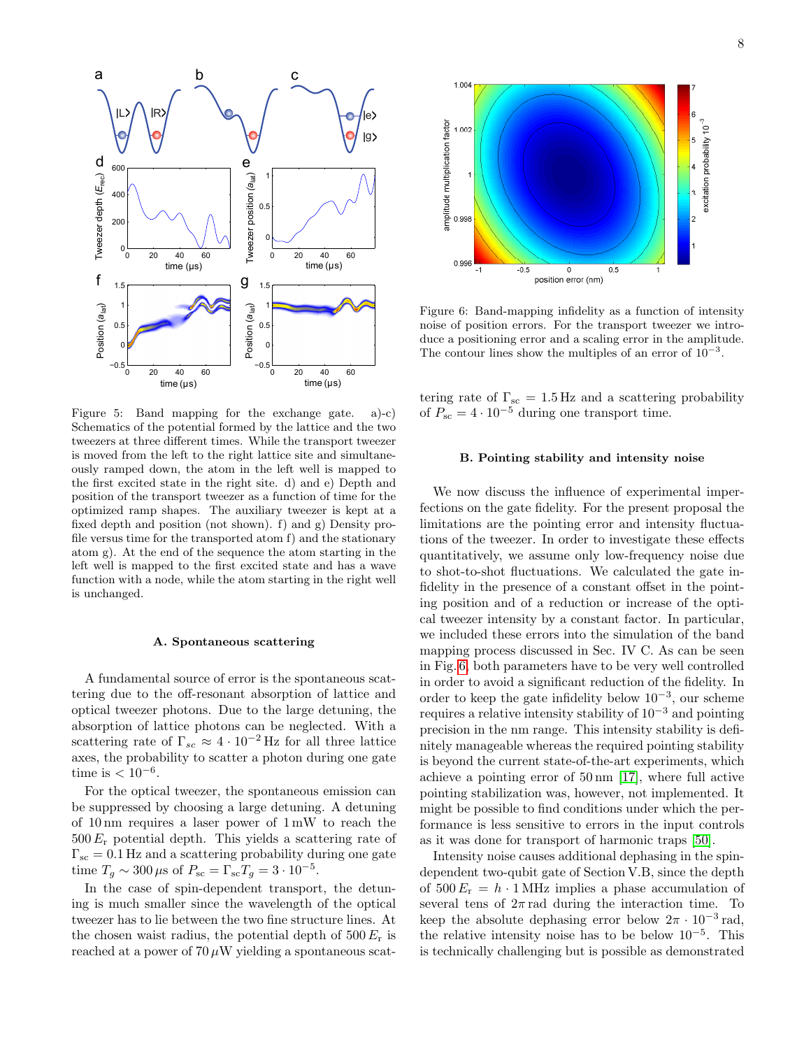Figure 5: Band mapping for the exchange gate. a)-c) Schematics of the potential formed by the lattice and the two tweezers at three different times. While the transport tweezer is moved from the left to the right lattice site and simultaneously ramped down, the atom in the left well is mapped to the first excited state in the right site. d) and e) Depth and position of the transport tweezer as a function of time for the optimized ramp shapes. The auxiliary tweezer is kept at a fixed depth and position (not shown). f) and g) Density profile versus time for the transported atom f) and the stationary atom g). At the end of the sequence the atom starting in the left well is mapped to the first excited state and has a wave function with a node, while the atom starting in the right well is unchanged.

### A. Spontaneous scattering

A fundamental source of error is the spontaneous scattering due to the off-resonant absorption of lattice and optical tweezer photons. Due to the large detuning, the absorption of lattice photons can be neglected. With a scattering rate of $\Gamma_{sc} \approx 4 \cdot 10^{-2}$ Hz for all three lattice axes, the probability to scatter a photon during one gate time is $< 10^{-6}$.

For the optical tweezer, the spontaneous emission can be suppressed by choosing a large detuning. A detuning of 10 nm requires a laser power of 1 mW to reach the $500\, E_{\mathrm{r}}$ potential depth. This yields a scattering rate of $\Gamma_{\mathrm{sc}} = 0.1$ Hz and a scattering probability during one gate time $T_g \sim 300\,\mu$s of $P_{\mathrm{sc}} = \Gamma_{\mathrm{sc}} T_g = 3 \cdot 10^{-5}$.

In the case of spin-dependent transport, the detuning is much smaller since the wavelength of the optical tweezer has to lie between the two fine structure lines. At the chosen waist radius, the potential depth of $500\, E_{\mathrm{r}}$ is reached at a power of $70\,\mu$W yielding a spontaneous scattering rate of $\Gamma_{\mathrm{sc}} = 1.5$ Hz and a scattering probability of $P_{\mathrm{sc}} = 4 \cdot 10^{-5}$ during one transport time.

Figure 6: Band-mapping infidelity as a function of intensity noise of position errors. For the transport tweezer we introduce a positioning error and a scaling error in the amplitude. The contour lines show the multiples of an error of $10^{-3}$.

### B. Pointing stability and intensity noise

We now discuss the influence of experimental imperfections on the gate fidelity. For the present proposal the limitations are the pointing error and intensity fluctuations of the tweezer. In order to investigate these effects quantitatively, we assume only low-frequency noise due to shot-to-shot fluctuations. We calculated the gate infidelity in the presence of a constant offset in the pointing position and of a reduction or increase of the optical tweezer intensity by a constant factor. In particular, we included these errors into the simulation of the band mapping process discussed in Sec. IV C. As can be seen in Fig. 6, both parameters have to be very well controlled in order to avoid a significant reduction of the fidelity. In order to keep the gate infidelity below $10^{-3}$, our scheme requires a relative intensity stability of $10^{-3}$ and pointing precision in the nm range. This intensity stability is definitely manageable whereas the required pointing stability is beyond the current state-of-the-art experiments, which achieve a pointing error of 50 nm [17], where full active pointing stabilization was, however, not implemented. It might be possible to find conditions under which the performance is less sensitive to errors in the input controls as it was done for transport of harmonic traps [50].

Intensity noise causes additional dephasing in the spin-dependent two-qubit gate of Section V.B, since the depth of $500\, E_{\mathrm{r}} = h \cdot 1$ MHz implies a phase accumulation of several tens of $2\pi$ rad during the interaction time. To keep the absolute dephasing error below $2\pi \cdot 10^{-3}$ rad, the relative intensity noise has to be below $10^{-5}$. This is technically challenging but is possible as demonstrated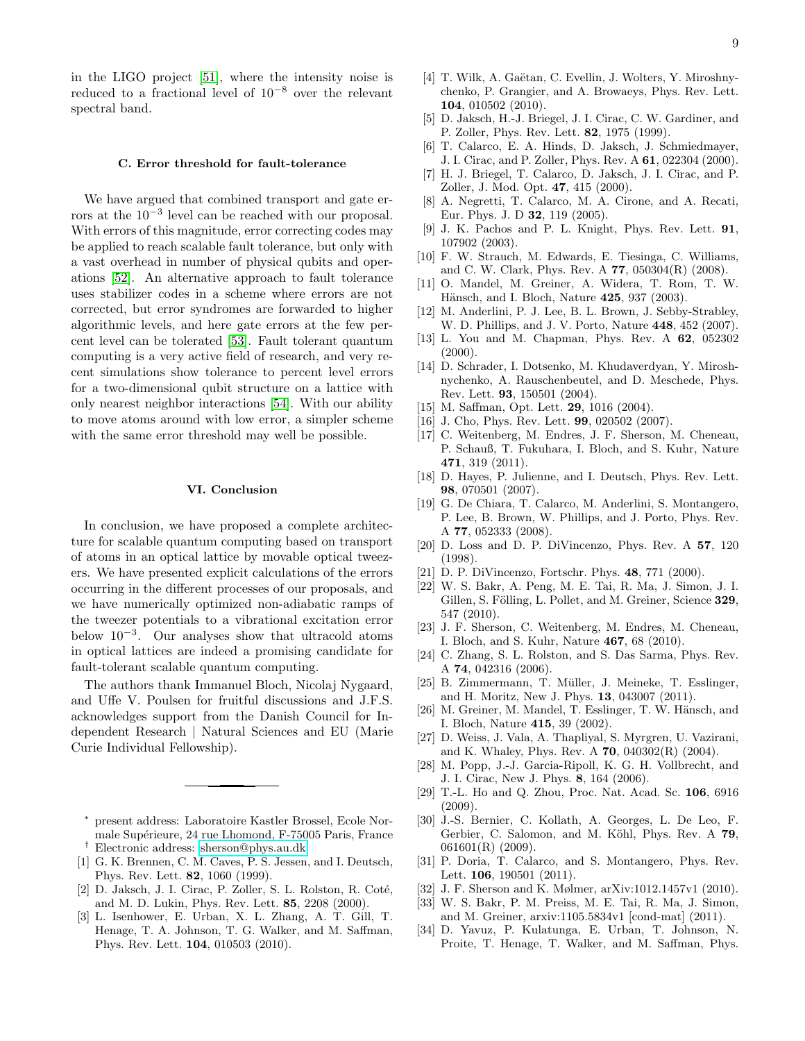in the LIGO project [51], where the intensity noise is reduced to a fractional level of $10^{-8}$ over the relevant spectral band.

### C. Error threshold for fault-tolerance

We have argued that combined transport and gate errors at the $10^{-3}$ level can be reached with our proposal. With errors of this magnitude, error correcting codes may be applied to reach scalable fault tolerance, but only with a vast overhead in number of physical qubits and operations [52]. An alternative approach to fault tolerance uses stabilizer codes in a scheme where errors are not corrected, but error syndromes are forwarded to higher algorithmic levels, and here gate errors at the few percent level can be tolerated [53]. Fault tolerant quantum computing is a very active field of research, and very recent simulations show tolerance to percent level errors for a two-dimensional qubit structure on a lattice with only nearest neighbor interactions [54]. With our ability to move atoms around with low error, a simpler scheme with the same error threshold may well be possible.

## VI. Conclusion

In conclusion, we have proposed a complete architecture for scalable quantum computing based on transport of atoms in an optical lattice by movable optical tweezers. We have presented explicit calculations of the errors occurring in the different processes of our proposals, and we have numerically optimized non-adiabatic ramps of the tweezer potentials to a vibrational excitation error below $10^{-3}$. Our analyses show that ultracold atoms in optical lattices are indeed a promising candidate for fault-tolerant scalable quantum computing.

The authors thank Immanuel Bloch, Nicolaj Nygaard, and Uffe V. Poulsen for fruitful discussions and J.F.S. acknowledges support from the Danish Council for Independent Research | Natural Sciences and EU (Marie Curie Individual Fellowship).

---

* present address: Laboratoire Kastler Brossel, Ecole Normale Supérieure, 24 rue Lhomond, F-75005 Paris, France

† Electronic address: sherson@phys.au.dk

[1] G. K. Brennen, C. M. Caves, P. S. Jessen, and I. Deutsch, Phys. Rev. Lett. **82**, 1060 (1999).

[2] D. Jaksch, J. I. Cirac, P. Zoller, S. L. Rolston, R. Coté, and M. D. Lukin, Phys. Rev. Lett. **85**, 2208 (2000).

[3] L. Isenhower, E. Urban, X. L. Zhang, A. T. Gill, T. Henage, T. A. Johnson, T. G. Walker, and M. Saffman, Phys. Rev. Lett. **104**, 010503 (2010).

[4] T. Wilk, A. Gaëtan, C. Evellin, J. Wolters, Y. Miroshnychenko, P. Grangier, and A. Browaeys, Phys. Rev. Lett. **104**, 010502 (2010).

[5] D. Jaksch, H.-J. Briegel, J. I. Cirac, C. W. Gardiner, and P. Zoller, Phys. Rev. Lett. **82**, 1975 (1999).

[6] T. Calarco, E. A. Hinds, D. Jaksch, J. Schmiedmayer, J. I. Cirac, and P. Zoller, Phys. Rev. A **61**, 022304 (2000).

[7] H. J. Briegel, T. Calarco, D. Jaksch, J. I. Cirac, and P. Zoller, J. Mod. Opt. **47**, 415 (2000).

[8] A. Negretti, T. Calarco, M. A. Cirone, and A. Recati, Eur. Phys. J. D **32**, 119 (2005).

[9] J. K. Pachos and P. L. Knight, Phys. Rev. Lett. **91**, 107902 (2003).

[10] F. W. Strauch, M. Edwards, E. Tiesinga, C. Williams, and C. W. Clark, Phys. Rev. A **77**, 050304(R) (2008).

[11] O. Mandel, M. Greiner, A. Widera, T. Rom, T. W. Hänsch, and I. Bloch, Nature **425**, 937 (2003).

[12] M. Anderlini, P. J. Lee, B. L. Brown, J. Sebby-Strabley, W. D. Phillips, and J. V. Porto, Nature **448**, 452 (2007).

[13] L. You and M. Chapman, Phys. Rev. A **62**, 052302 (2000).

[14] D. Schrader, I. Dotsenko, M. Khudaverdyan, Y. Miroshnychenko, A. Rauschenbeutel, and D. Meschede, Phys. Rev. Lett. **93**, 150501 (2004).

[15] M. Saffman, Opt. Lett. **29**, 1016 (2004).

[16] J. Cho, Phys. Rev. Lett. **99**, 020502 (2007).

[17] C. Weitenberg, M. Endres, J. F. Sherson, M. Cheneau, P. Schauß, T. Fukuhara, I. Bloch, and S. Kuhr, Nature **471**, 319 (2011).

[18] D. Hayes, P. Julienne, and I. Deutsch, Phys. Rev. Lett. **98**, 070501 (2007).

[19] G. De Chiara, T. Calarco, M. Anderlini, S. Montangero, P. Lee, B. Brown, W. Phillips, and J. Porto, Phys. Rev. A **77**, 052333 (2008).

[20] D. Loss and D. P. DiVincenzo, Phys. Rev. A **57**, 120 (1998).

[21] D. P. DiVincenzo, Fortschr. Phys. **48**, 771 (2000).

[22] W. S. Bakr, A. Peng, M. E. Tai, R. Ma, J. Simon, J. I. Gillen, S. Fölling, L. Pollet, and M. Greiner, Science **329**, 547 (2010).

[23] J. F. Sherson, C. Weitenberg, M. Endres, M. Cheneau, I. Bloch, and S. Kuhr, Nature **467**, 68 (2010).

[24] C. Zhang, S. L. Rolston, and S. Das Sarma, Phys. Rev. A **74**, 042316 (2006).

[25] B. Zimmermann, T. Müller, J. Meineke, T. Esslinger, and H. Moritz, New J. Phys. **13**, 043007 (2011).

[26] M. Greiner, M. Mandel, T. Esslinger, T. W. Hänsch, and I. Bloch, Nature **415**, 39 (2002).

[27] D. Weiss, J. Vala, A. Thapliyal, S. Myrgren, U. Vazirani, and K. Whaley, Phys. Rev. A **70**, 040302(R) (2004).

[28] M. Popp, J.-J. Garcia-Ripoll, K. G. H. Vollbrecht, and J. I. Cirac, New J. Phys. **8**, 164 (2006).

[29] T.-L. Ho and Q. Zhou, Proc. Nat. Acad. Sc. **106**, 6916 (2009).

[30] J.-S. Bernier, C. Kollath, A. Georges, L. De Leo, F. Gerbier, C. Salomon, and M. Köhl, Phys. Rev. A **79**, 061601(R) (2009).

[31] P. Doria, T. Calarco, and S. Montangero, Phys. Rev. Lett. **106**, 190501 (2011).

[32] J. F. Sherson and K. Mølmer, arXiv:1012.1457v1 (2010).

[33] W. S. Bakr, P. M. Preiss, M. E. Tai, R. Ma, J. Simon, and M. Greiner, arxiv:1105.5834v1 [cond-mat] (2011).

[34] D. Yavuz, P. Kulatunga, E. Urban, T. Johnson, N. Proite, T. Henage, T. Walker, and M. Saffman, Phys.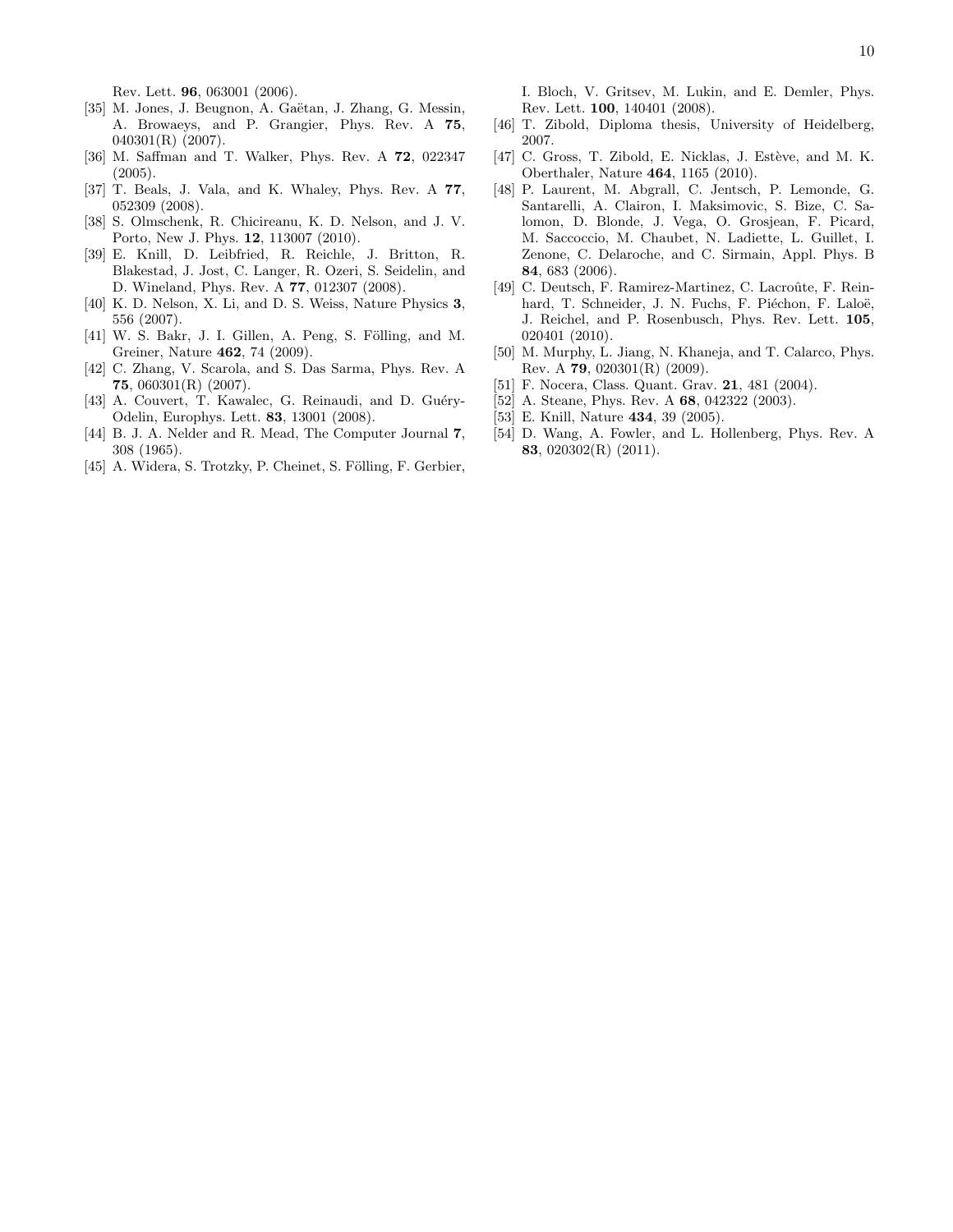Rev. Lett. **96**, 063001 (2006).

[35] M. Jones, J. Beugnon, A. Gaëtan, J. Zhang, G. Messin, A. Browaeys, and P. Grangier, Phys. Rev. A **75**, 040301(R) (2007).

[36] M. Saffman and T. Walker, Phys. Rev. A **72**, 022347 (2005).

[37] T. Beals, J. Vala, and K. Whaley, Phys. Rev. A **77**, 052309 (2008).

[38] S. Olmschenk, R. Chicireanu, K. D. Nelson, and J. V. Porto, New J. Phys. **12**, 113007 (2010).

[39] E. Knill, D. Leibfried, R. Reichle, J. Britton, R. Blakestad, J. Jost, C. Langer, R. Ozeri, S. Seidelin, and D. Wineland, Phys. Rev. A **77**, 012307 (2008).

[40] K. D. Nelson, X. Li, and D. S. Weiss, Nature Physics **3**, 556 (2007).

[41] W. S. Bakr, J. I. Gillen, A. Peng, S. Fölling, and M. Greiner, Nature **462**, 74 (2009).

[42] C. Zhang, V. Scarola, and S. Das Sarma, Phys. Rev. A **75**, 060301(R) (2007).

[43] A. Couvert, T. Kawalec, G. Reinaudi, and D. Guéry-Odelin, Europhys. Lett. **83**, 13001 (2008).

[44] B. J. A. Nelder and R. Mead, The Computer Journal **7**, 308 (1965).

[45] A. Widera, S. Trotzky, P. Cheinet, S. Fölling, F. Gerbier, I. Bloch, V. Gritsev, M. Lukin, and E. Demler, Phys. Rev. Lett. **100**, 140401 (2008).

[46] T. Zibold, Diploma thesis, University of Heidelberg, 2007.

[47] C. Gross, T. Zibold, E. Nicklas, J. Estève, and M. K. Oberthaler, Nature **464**, 1165 (2010).

[48] P. Laurent, M. Abgrall, C. Jentsch, P. Lemonde, G. Santarelli, A. Clairon, I. Maksimovic, S. Bize, C. Salomon, D. Blonde, J. Vega, O. Grosjean, F. Picard, M. Saccoccio, M. Chaubet, N. Ladiette, L. Guillet, I. Zenone, C. Delaroche, and C. Sirmain, Appl. Phys. B **84**, 683 (2006).

[49] C. Deutsch, F. Ramirez-Martinez, C. Lacroûte, F. Reinhard, T. Schneider, J. N. Fuchs, F. Piéchon, F. Laloë, J. Reichel, and P. Rosenbusch, Phys. Rev. Lett. **105**, 020401 (2010).

[50] M. Murphy, L. Jiang, N. Khaneja, and T. Calarco, Phys. Rev. A **79**, 020301(R) (2009).

[51] F. Nocera, Class. Quant. Grav. **21**, 481 (2004).

[52] A. Steane, Phys. Rev. A **68**, 042322 (2003).

[53] E. Knill, Nature **434**, 39 (2005).

[54] D. Wang, A. Fowler, and L. Hollenberg, Phys. Rev. A **83**, 020302(R) (2011).